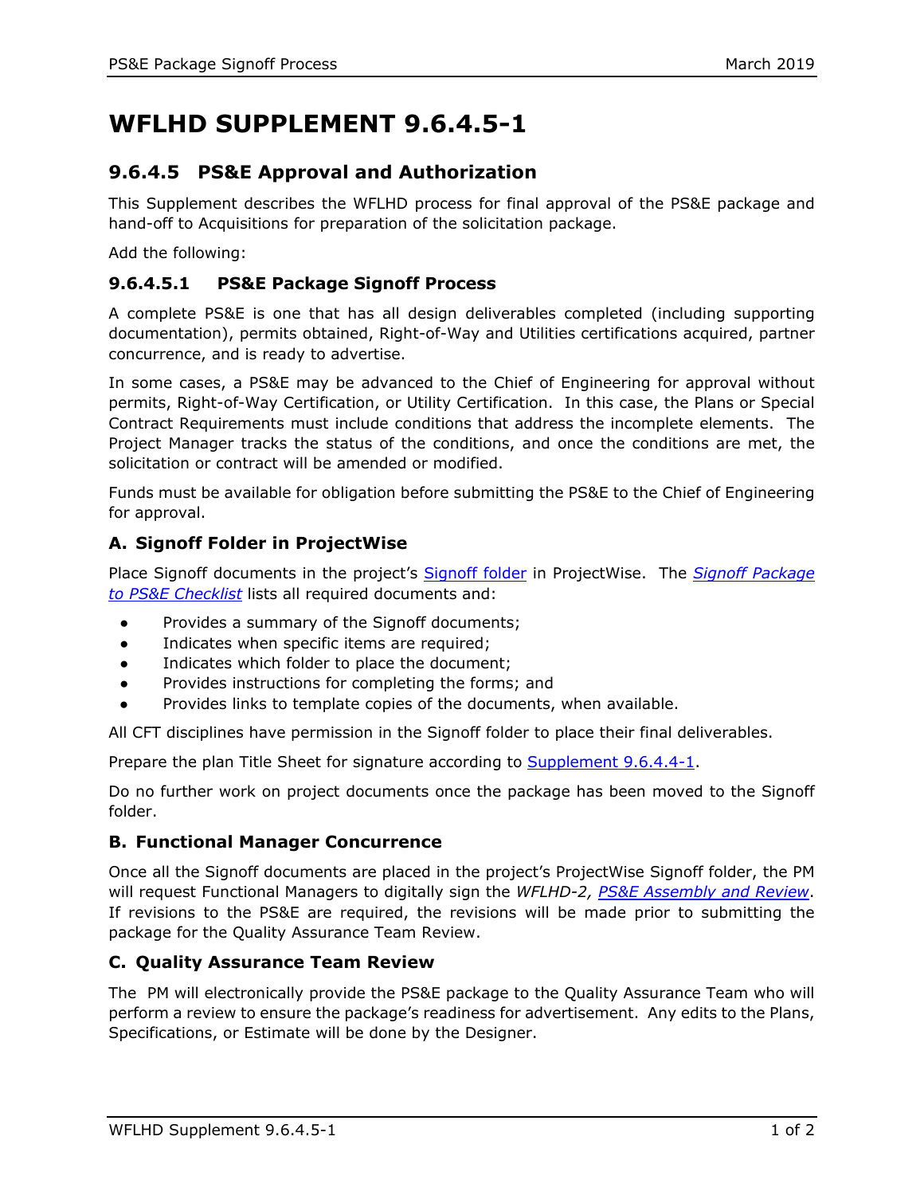# WFLHD SUPPLEMENT 9.6.4.5-1

## 9.6.4.5 PS&E Approval and Authorization

This Supplement describes the WFLHD process for final approval of the PS&E package and hand-off to Acquisitions for preparation of the solicitation package.

Add the following:

### 9.6.4.5.1 PS&E Package Signoff Process

A complete PS&E is one that has all design deliverables completed (including supporting documentation), permits obtained, Right-of-Way and Utilities certifications acquired, partner concurrence, and is ready to advertise.

In some cases, a PS&E may be advanced to the Chief of Engineering for approval without permits, Right-of-Way Certification, or Utility Certification. In this case, the Plans or Special Contract Requirements must include conditions that address the incomplete elements. The Project Manager tracks the status of the conditions, and once the conditions are met, the solicitation or contract will be amended or modified.

Funds must be available for obligation before submitting the PS&E to the Chief of Engineering for approval.

### A. Signoff Folder in ProjectWise

Place Signoff documents in the project's Signoff folder in ProjectWise. The *Signoff Package to PS&E Checklist* lists all required documents and:

- Provides a summary of the Signoff documents;
- Indicates when specific items are required;
- Indicates which folder to place the document;
- Provides instructions for completing the forms; and
- Provides links to template copies of the documents, when available.

All CFT disciplines have permission in the Signoff folder to place their final deliverables.

Prepare the plan Title Sheet for signature according to Supplement 9.6.4.4-1.

Do no further work on project documents once the package has been moved to the Signoff folder.

### B. Functional Manager Concurrence

Once all the Signoff documents are placed in the project's ProjectWise Signoff folder, the PM will request Functional Managers to digitally sign the *WFLHD-2, PS&E Assembly and Review*. If revisions to the PS&E are required, the revisions will be made prior to submitting the package for the Quality Assurance Team Review.

### C. Quality Assurance Team Review

The PM will electronically provide the PS&E package to the Quality Assurance Team who will perform a review to ensure the package's readiness for advertisement. Any edits to the Plans, Specifications, or Estimate will be done by the Designer.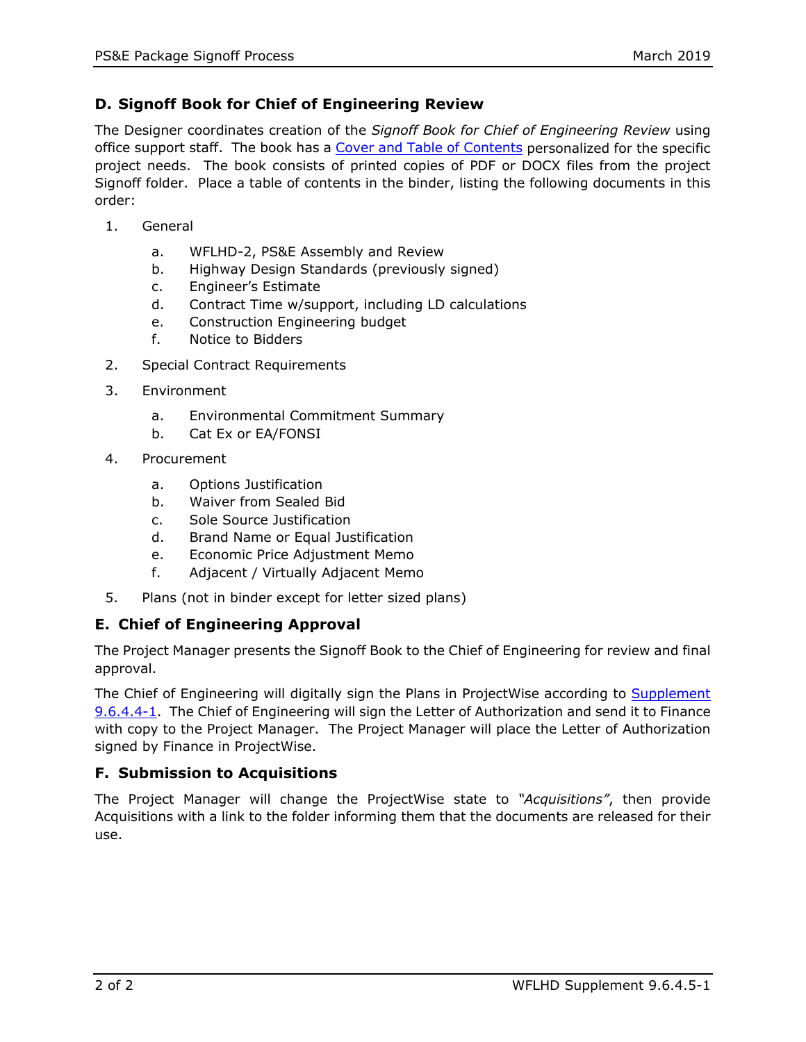## D. Signoff Book for Chief of Engineering Review

The Designer coordinates creation of the *Signoff Book for Chief of Engineering Review* using office support staff. The book has a Cover and Table of Contents personalized for the specific project needs. The book consists of printed copies of PDF or DOCX files from the project Signoff folder. Place a table of contents in the binder, listing the following documents in this order:

1. General
    a. WFLHD-2, PS&E Assembly and Review
    b. Highway Design Standards (previously signed)
    c. Engineer's Estimate
    d. Contract Time w/support, including LD calculations
    e. Construction Engineering budget
    f. Notice to Bidders
2. Special Contract Requirements
3. Environment
    a. Environmental Commitment Summary
    b. Cat Ex or EA/FONSI
4. Procurement
    a. Options Justification
    b. Waiver from Sealed Bid
    c. Sole Source Justification
    d. Brand Name or Equal Justification
    e. Economic Price Adjustment Memo
    f. Adjacent / Virtually Adjacent Memo
5. Plans (not in binder except for letter sized plans)

## E. Chief of Engineering Approval

The Project Manager presents the Signoff Book to the Chief of Engineering for review and final approval.

The Chief of Engineering will digitally sign the Plans in ProjectWise according to Supplement 9.6.4.4-1. The Chief of Engineering will sign the Letter of Authorization and send it to Finance with copy to the Project Manager. The Project Manager will place the Letter of Authorization signed by Finance in ProjectWise.

## F. Submission to Acquisitions

The Project Manager will change the ProjectWise state to *"Acquisitions"*, then provide Acquisitions with a link to the folder informing them that the documents are released for their use.